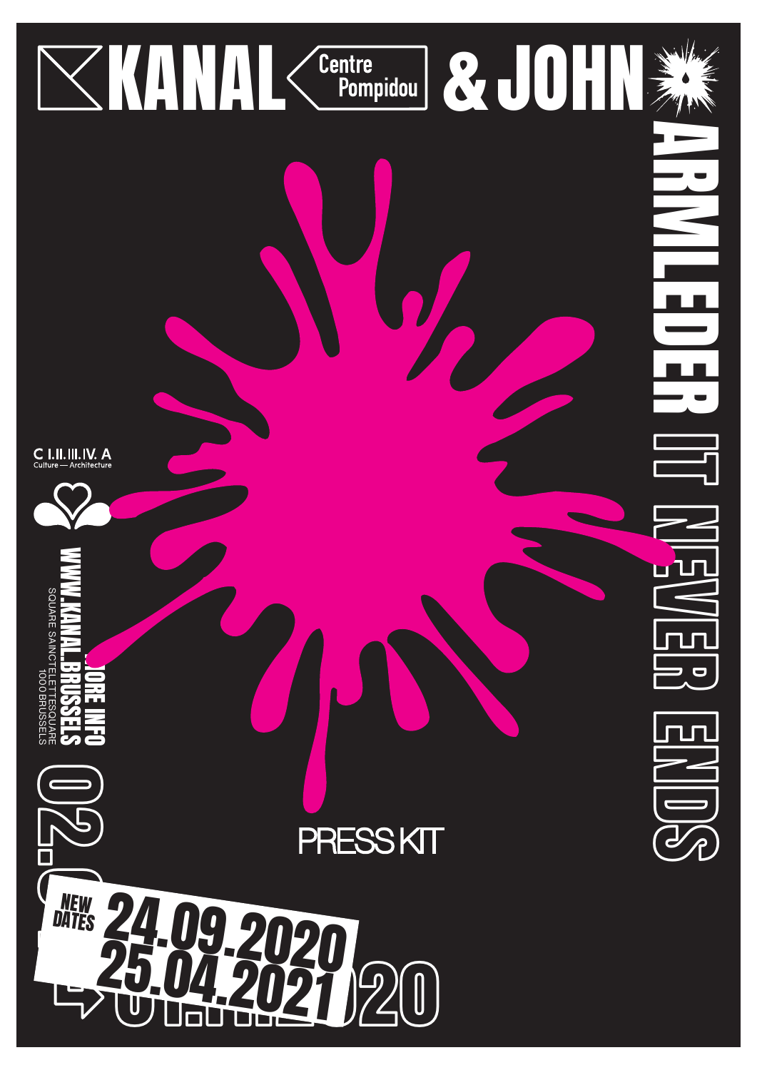# KANAL Centre Pompidou & JOHN ARMLEDER IT NEVER ENDS

PRESS KIT

NEW DATES 24.09.2020 – 25.04.2021

02.0… – …01.11.2020

MORE INFO
WWW.KANAL.BRUSSELS
SQUARE SAINCTELETTESQUARE
1000 BRUSSELS

C I.II.III.IV. A
Culture — Architecture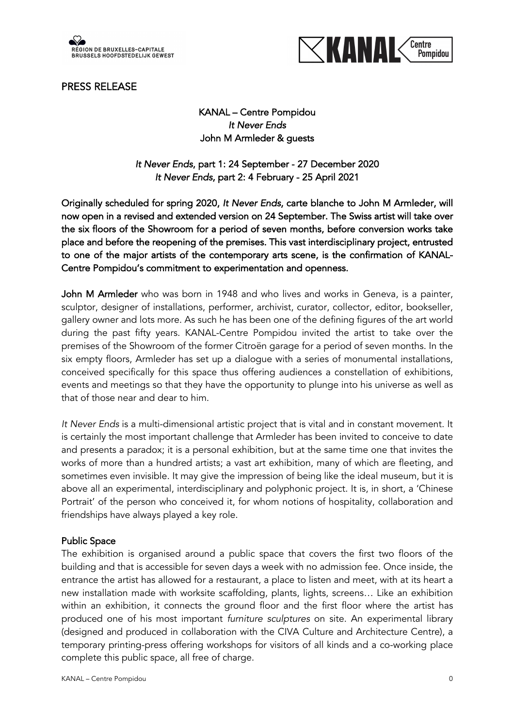PRESS RELEASE

**KANAL – Centre Pompidou**
***It Never Ends***
**John M Armleder & guests**

***It Never Ends*, part 1: 24 September - 27 December 2020**
***It Never Ends*, part 2: 4 February - 25 April 2021**

**Originally scheduled for spring 2020, *It Never Ends*, carte blanche to John M Armleder, will now open in a revised and extended version on 24 September. The Swiss artist will take over the six floors of the Showroom for a period of seven months, before conversion works take place and before the reopening of the premises. This vast interdisciplinary project, entrusted to one of the major artists of the contemporary arts scene, is the confirmation of KANAL-Centre Pompidou's commitment to experimentation and openness.**

**John M Armleder** who was born in 1948 and who lives and works in Geneva, is a painter, sculptor, designer of installations, performer, archivist, curator, collector, editor, bookseller, gallery owner and lots more. As such he has been one of the defining figures of the art world during the past fifty years. KANAL-Centre Pompidou invited the artist to take over the premises of the Showroom of the former Citroën garage for a period of seven months. In the six empty floors, Armleder has set up a dialogue with a series of monumental installations, conceived specifically for this space thus offering audiences a constellation of exhibitions, events and meetings so that they have the opportunity to plunge into his universe as well as that of those near and dear to him.

*It Never Ends* is a multi-dimensional artistic project that is vital and in constant movement. It is certainly the most important challenge that Armleder has been invited to conceive to date and presents a paradox; it is a personal exhibition, but at the same time one that invites the works of more than a hundred artists; a vast art exhibition, many of which are fleeting, and sometimes even invisible. It may give the impression of being like the ideal museum, but it is above all an experimental, interdisciplinary and polyphonic project. It is, in short, a 'Chinese Portrait' of the person who conceived it, for whom notions of hospitality, collaboration and friendships have always played a key role.

**Public Space**

The exhibition is organised around a public space that covers the first two floors of the building and that is accessible for seven days a week with no admission fee. Once inside, the entrance the artist has allowed for a restaurant, a place to listen and meet, with at its heart a new installation made with worksite scaffolding, plants, lights, screens… Like an exhibition within an exhibition, it connects the ground floor and the first floor where the artist has produced one of his most important *furniture sculptures* on site. An experimental library (designed and produced in collaboration with the CIVA Culture and Architecture Centre), a temporary printing-press offering workshops for visitors of all kinds and a co-working place complete this public space, all free of charge.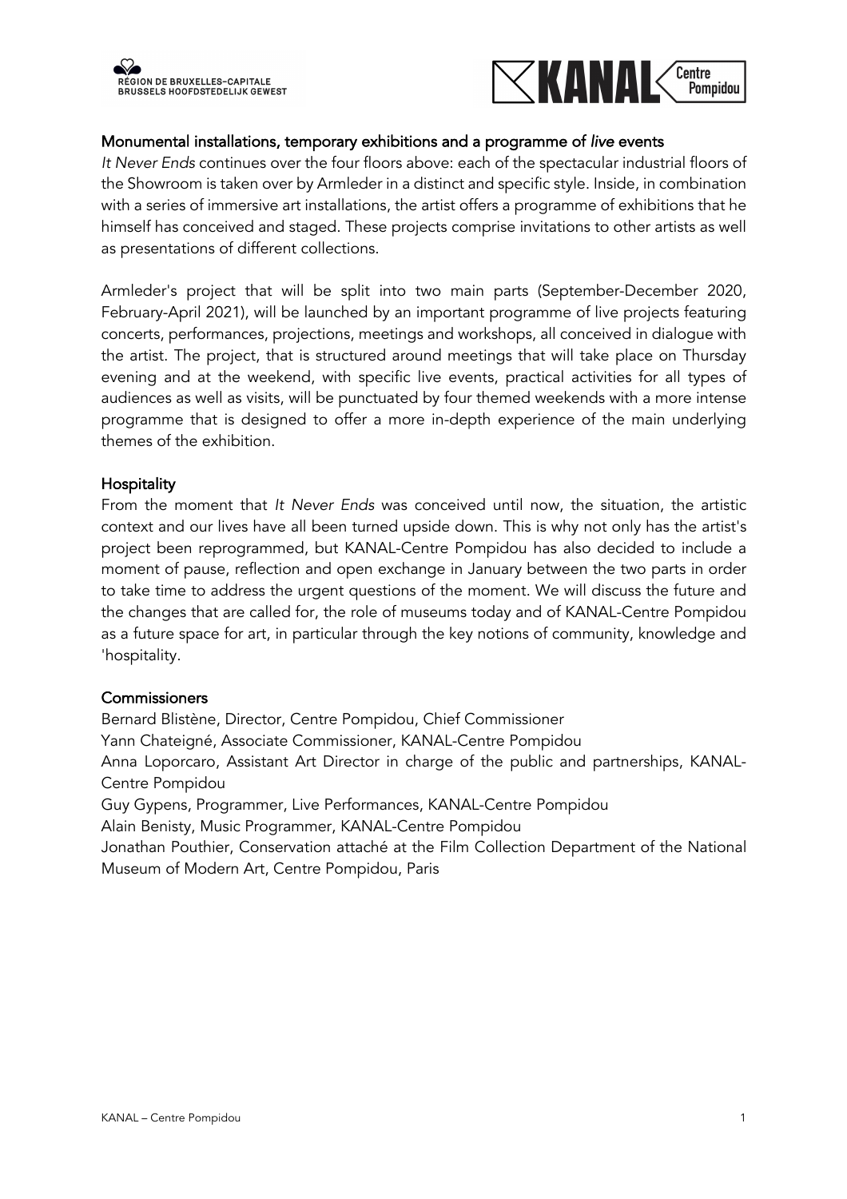## Monumental installations, temporary exhibitions and a programme of *live* events

*It Never Ends* continues over the four floors above: each of the spectacular industrial floors of the Showroom is taken over by Armleder in a distinct and specific style. Inside, in combination with a series of immersive art installations, the artist offers a programme of exhibitions that he himself has conceived and staged. These projects comprise invitations to other artists as well as presentations of different collections.

Armleder's project that will be split into two main parts (September-December 2020, February-April 2021), will be launched by an important programme of live projects featuring concerts, performances, projections, meetings and workshops, all conceived in dialogue with the artist. The project, that is structured around meetings that will take place on Thursday evening and at the weekend, with specific live events, practical activities for all types of audiences as well as visits, will be punctuated by four themed weekends with a more intense programme that is designed to offer a more in-depth experience of the main underlying themes of the exhibition.

## Hospitality

From the moment that *It Never Ends* was conceived until now, the situation, the artistic context and our lives have all been turned upside down. This is why not only has the artist's project been reprogrammed, but KANAL-Centre Pompidou has also decided to include a moment of pause, reflection and open exchange in January between the two parts in order to take time to address the urgent questions of the moment. We will discuss the future and the changes that are called for, the role of museums today and of KANAL-Centre Pompidou as a future space for art, in particular through the key notions of community, knowledge and 'hospitality.

## Commissioners

Bernard Blistène, Director, Centre Pompidou, Chief Commissioner
Yann Chateigné, Associate Commissioner, KANAL-Centre Pompidou
Anna Loporcaro, Assistant Art Director in charge of the public and partnerships, KANAL-Centre Pompidou
Guy Gypens, Programmer, Live Performances, KANAL-Centre Pompidou
Alain Benisty, Music Programmer, KANAL-Centre Pompidou
Jonathan Pouthier, Conservation attaché at the Film Collection Department of the National Museum of Modern Art, Centre Pompidou, Paris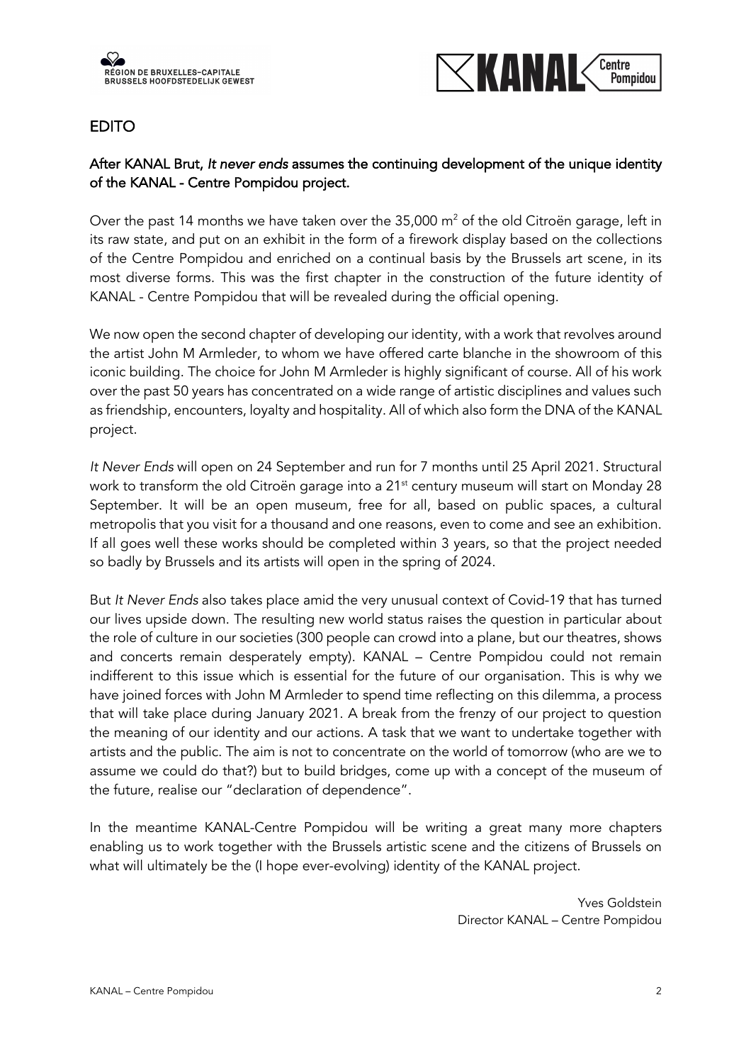# EDITO

**After KANAL Brut, *It never ends* assumes the continuing development of the unique identity of the KANAL - Centre Pompidou project.**

Over the past 14 months we have taken over the 35,000 m$^2$ of the old Citroën garage, left in its raw state, and put on an exhibit in the form of a firework display based on the collections of the Centre Pompidou and enriched on a continual basis by the Brussels art scene, in its most diverse forms. This was the first chapter in the construction of the future identity of KANAL - Centre Pompidou that will be revealed during the official opening.

We now open the second chapter of developing our identity, with a work that revolves around the artist John M Armleder, to whom we have offered carte blanche in the showroom of this iconic building. The choice for John M Armleder is highly significant of course. All of his work over the past 50 years has concentrated on a wide range of artistic disciplines and values such as friendship, encounters, loyalty and hospitality. All of which also form the DNA of the KANAL project.

*It Never Ends* will open on 24 September and run for 7 months until 25 April 2021. Structural work to transform the old Citroën garage into a 21st century museum will start on Monday 28 September. It will be an open museum, free for all, based on public spaces, a cultural metropolis that you visit for a thousand and one reasons, even to come and see an exhibition. If all goes well these works should be completed within 3 years, so that the project needed so badly by Brussels and its artists will open in the spring of 2024.

But *It Never Ends* also takes place amid the very unusual context of Covid-19 that has turned our lives upside down. The resulting new world status raises the question in particular about the role of culture in our societies (300 people can crowd into a plane, but our theatres, shows and concerts remain desperately empty). KANAL – Centre Pompidou could not remain indifferent to this issue which is essential for the future of our organisation. This is why we have joined forces with John M Armleder to spend time reflecting on this dilemma, a process that will take place during January 2021. A break from the frenzy of our project to question the meaning of our identity and our actions. A task that we want to undertake together with artists and the public. The aim is not to concentrate on the world of tomorrow (who are we to assume we could do that?) but to build bridges, come up with a concept of the museum of the future, realise our "declaration of dependence".

In the meantime KANAL-Centre Pompidou will be writing a great many more chapters enabling us to work together with the Brussels artistic scene and the citizens of Brussels on what will ultimately be the (I hope ever-evolving) identity of the KANAL project.

Yves Goldstein
Director KANAL – Centre Pompidou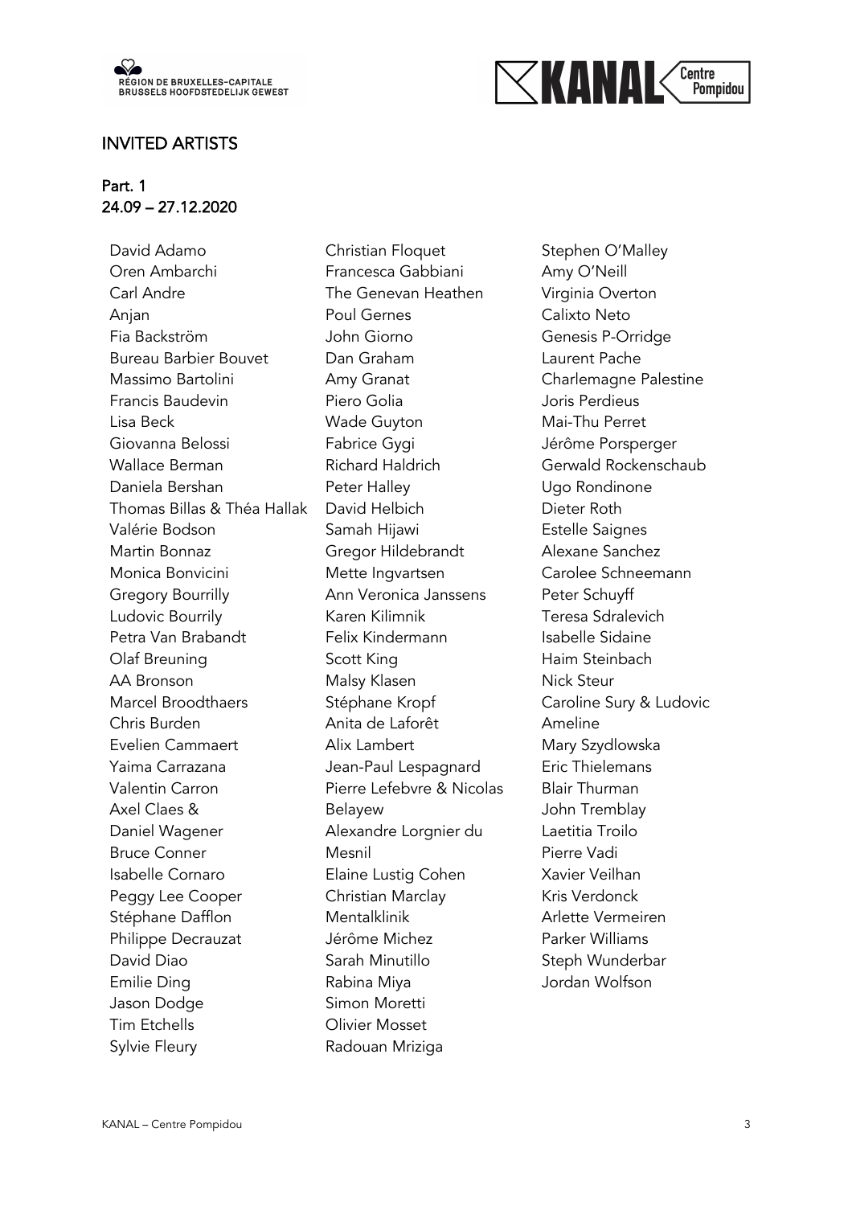## INVITED ARTISTS

### Part. 1
### 24.09 – 27.12.2020

David Adamo
Oren Ambarchi
Carl Andre
Anjan
Fia Backström
Bureau Barbier Bouvet
Massimo Bartolini
Francis Baudevin
Lisa Beck
Giovanna Belossi
Wallace Berman
Daniela Bershan
Thomas Billas & Théa Hallak
Valérie Bodson
Martin Bonnaz
Monica Bonvicini
Gregory Bourrilly
Ludovic Bourrily
Petra Van Brabandt
Olaf Breuning
AA Bronson
Marcel Broodthaers
Chris Burden
Evelien Cammaert
Yaima Carrazana
Valentin Carron
Axel Claes & Daniel Wagener
Bruce Conner
Isabelle Cornaro
Peggy Lee Cooper
Stéphane Dafflon
Philippe Decrauzat
David Diao
Emilie Ding
Jason Dodge
Tim Etchells
Sylvie Fleury
Christian Floquet
Francesca Gabbiani
The Genevan Heathen
Poul Gernes
John Giorno
Dan Graham
Amy Granat
Piero Golia
Wade Guyton
Fabrice Gygi
Richard Haldrich
Peter Halley
David Helbich
Samah Hijawi
Gregor Hildebrandt
Mette Ingvartsen
Ann Veronica Janssens
Karen Kilimnik
Felix Kindermann
Scott King
Malsy Klasen
Stéphane Kropf
Anita de Laforêt
Alix Lambert
Jean-Paul Lespagnard
Pierre Lefebvre & Nicolas Belayew
Alexandre Lorgnier du Mesnil
Elaine Lustig Cohen
Christian Marclay
Mentalklinik
Jérôme Michez
Sarah Minutillo
Rabina Miya
Simon Moretti
Olivier Mosset
Radouan Mriziga
Stephen O'Malley
Amy O'Neill
Virginia Overton
Calixto Neto
Genesis P-Orridge
Laurent Pache
Charlemagne Palestine
Joris Perdieus
Mai-Thu Perret
Jérôme Porsperger
Gerwald Rockenschaub
Ugo Rondinone
Dieter Roth
Estelle Saignes
Alexane Sanchez
Carolee Schneemann
Peter Schuyff
Teresa Sdralevich
Isabelle Sidaine
Haim Steinbach
Nick Steur
Caroline Sury & Ludovic Ameline
Mary Szydlowska
Eric Thielemans
Blair Thurman
John Tremblay
Laetitia Troilo
Pierre Vadi
Xavier Veilhan
Kris Verdonck
Arlette Vermeiren
Parker Williams
Steph Wunderbar
Jordan Wolfson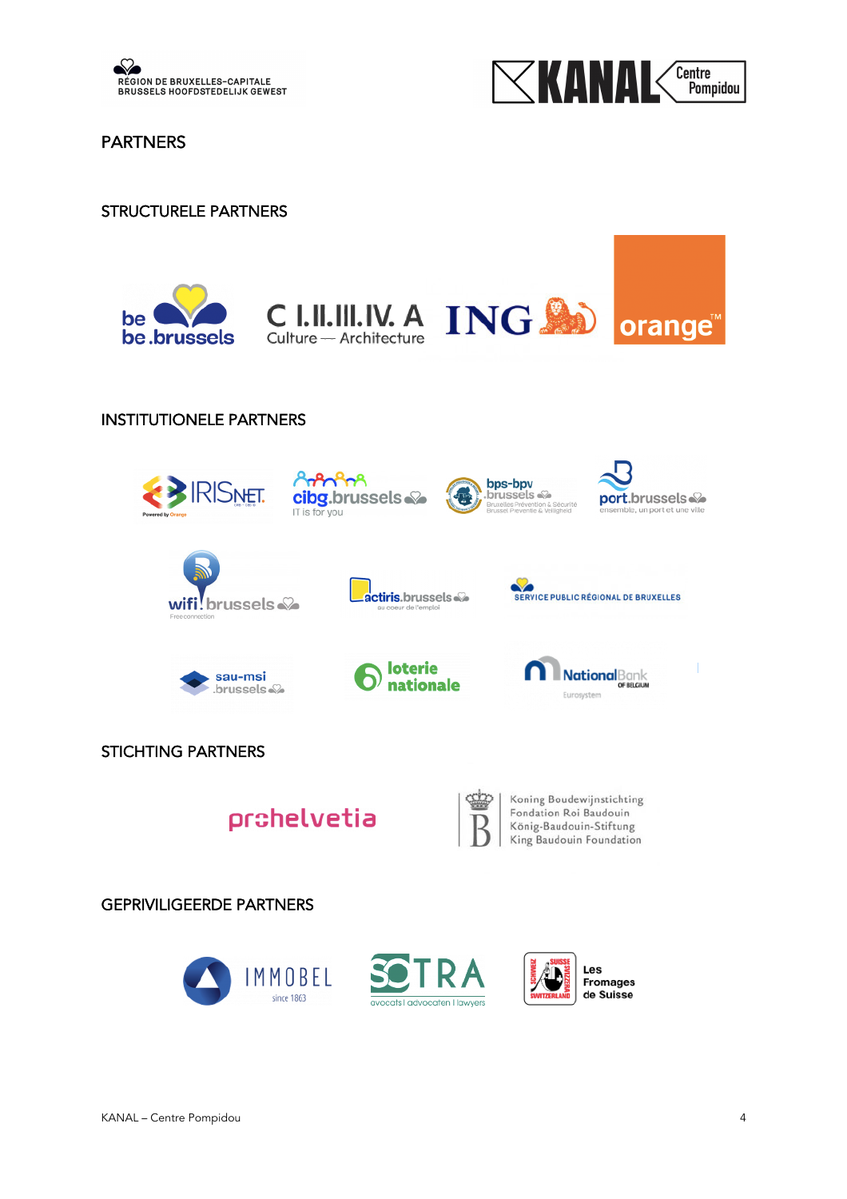## PARTNERS

### STRUCTURELE PARTNERS

### INSTITUTIONELE PARTNERS

### STICHTING PARTNERS

### GEPRIVILIGEERDE PARTNERS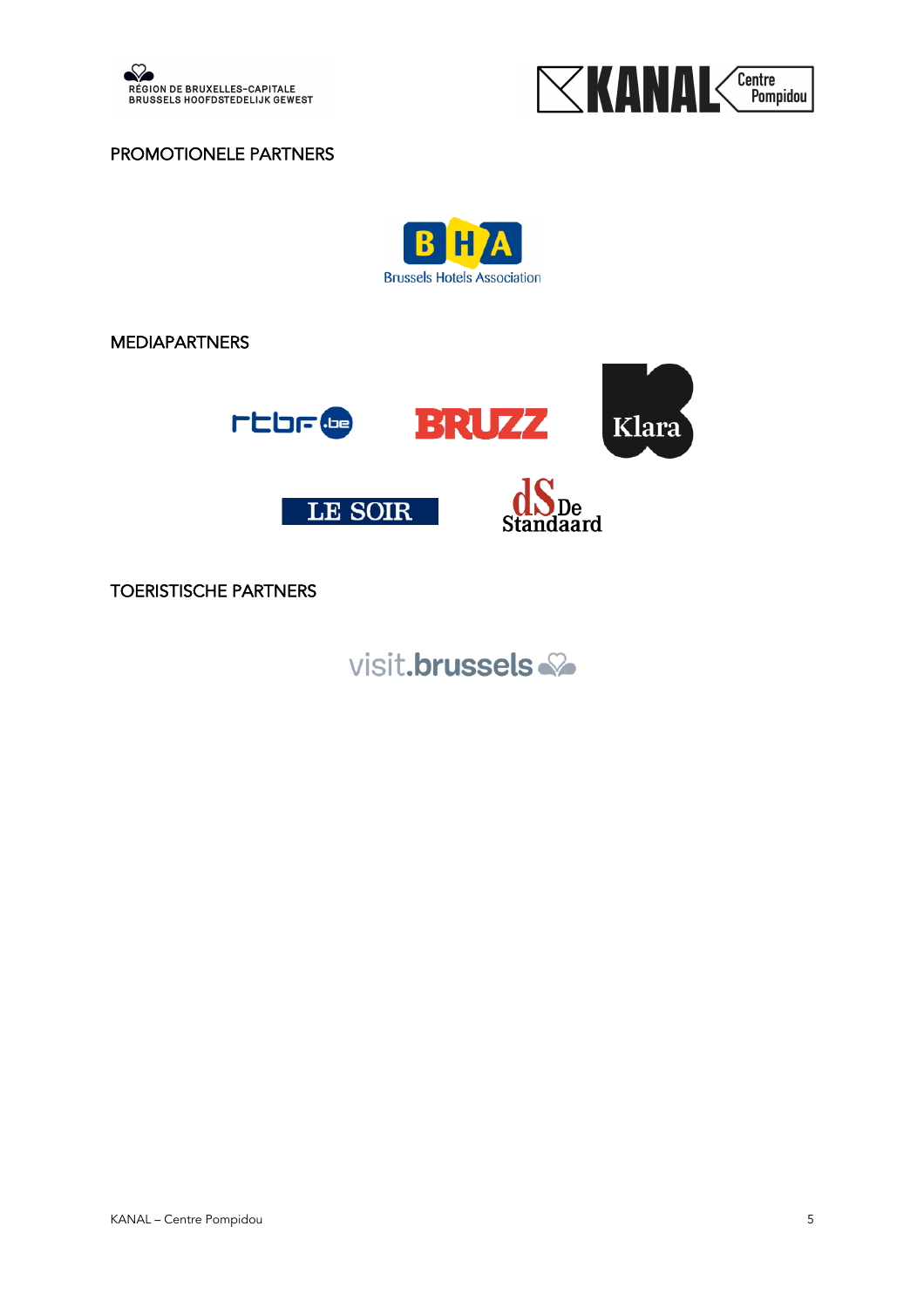RÉGION DE BRUXELLES-CAPITALE
BRUSSELS HOOFDSTEDELIJK GEWEST

KANAL Centre Pompidou

PROMOTIONELE PARTNERS

BHA
Brussels Hotels Association

MEDIAPARTNERS

rtbf.be

BRUZZ

Klara

LE SOIR

dS De Standaard

TOERISTISCHE PARTNERS

visit.brussels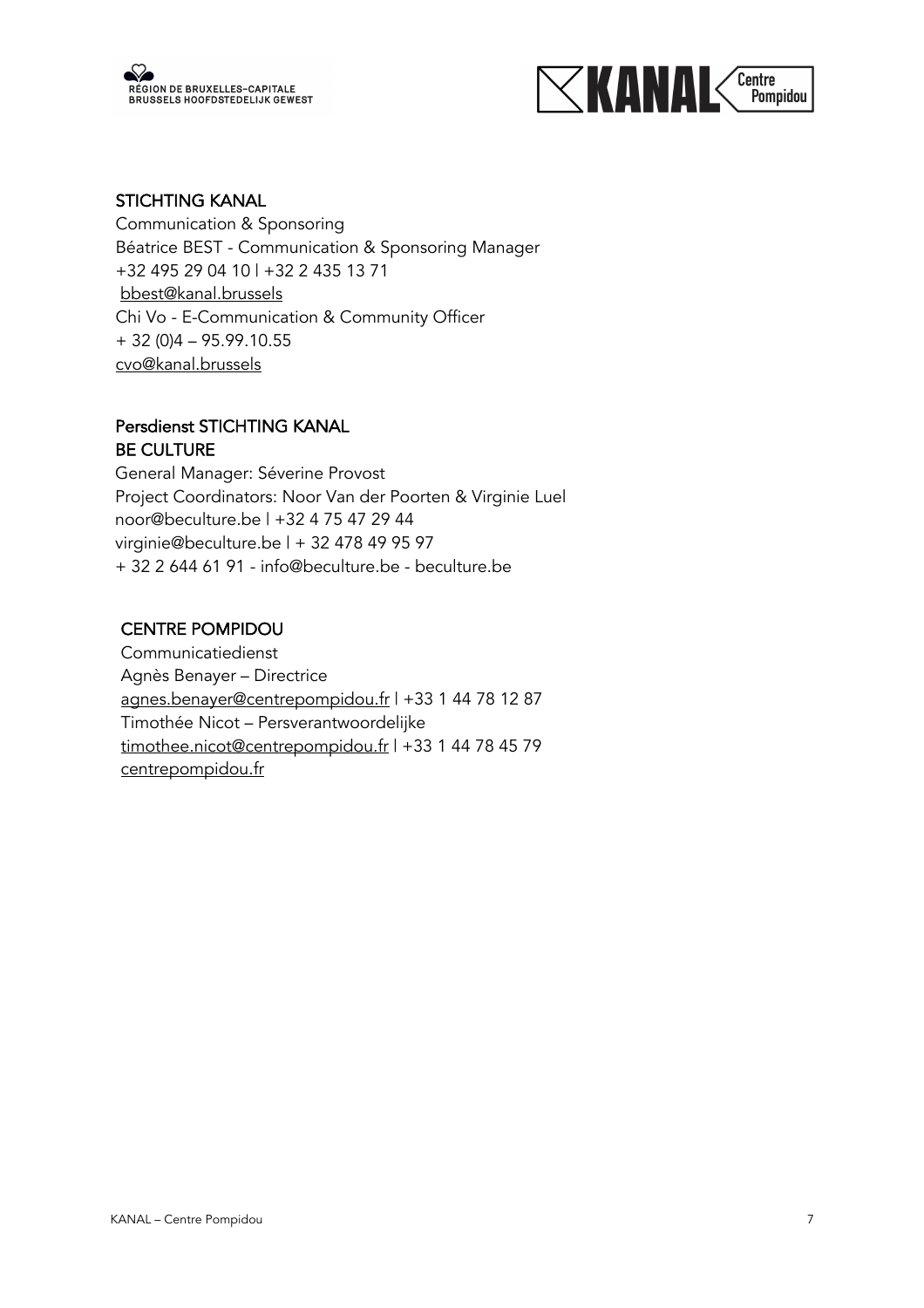## STICHTING KANAL

Communication & Sponsoring
Béatrice BEST - Communication & Sponsoring Manager
+32 495 29 04 10 | +32 2 435 13 71
bbest@kanal.brussels
Chi Vo - E-Communication & Community Officer
+ 32 (0)4 – 95.99.10.55
cvo@kanal.brussels

## Persdienst STICHTING KANAL
## BE CULTURE

General Manager: Séverine Provost
Project Coordinators: Noor Van der Poorten & Virginie Luel
noor@beculture.be | +32 4 75 47 29 44
virginie@beculture.be | + 32 478 49 95 97
+ 32 2 644 61 91 - info@beculture.be - beculture.be

## CENTRE POMPIDOU

Communicatiedienst
Agnès Benayer – Directrice
agnes.benayer@centrepompidou.fr | +33 1 44 78 12 87
Timothée Nicot – Persverantwoordelijke
timothee.nicot@centrepompidou.fr | +33 1 44 78 45 79
centrepompidou.fr